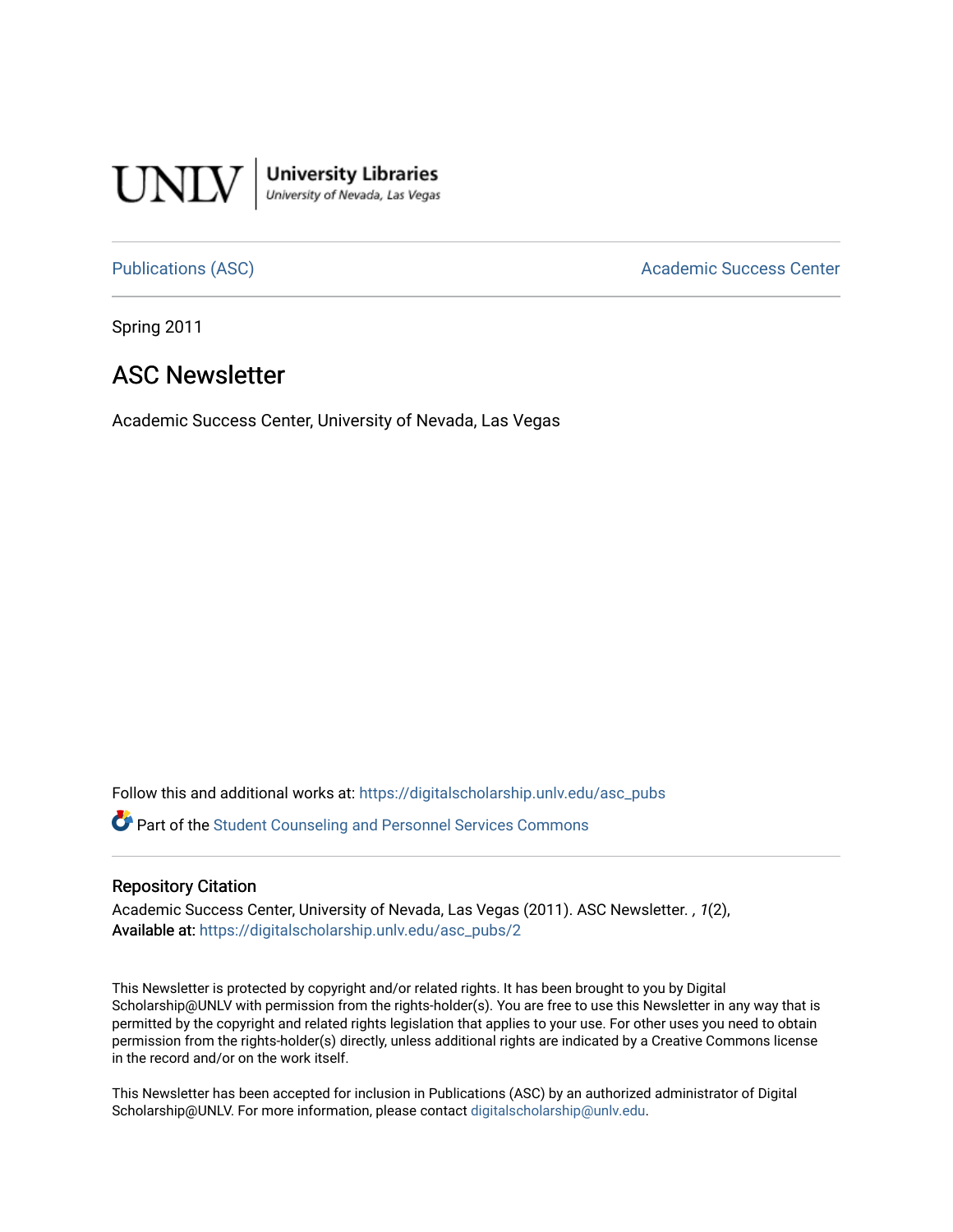UNLV | University Libraries
University of Nevada, Las Vegas

Publications (ASC) | Academic Success Center

Spring 2011

# ASC Newsletter

Academic Success Center, University of Nevada, Las Vegas

Follow this and additional works at: https://digitalscholarship.unlv.edu/asc_pubs

Part of the Student Counseling and Personnel Services Commons

## Repository Citation

Academic Success Center, University of Nevada, Las Vegas (2011). ASC Newsletter. , *1*(2),
Available at: https://digitalscholarship.unlv.edu/asc_pubs/2

This Newsletter is protected by copyright and/or related rights. It has been brought to you by Digital Scholarship@UNLV with permission from the rights-holder(s). You are free to use this Newsletter in any way that is permitted by the copyright and related rights legislation that applies to your use. For other uses you need to obtain permission from the rights-holder(s) directly, unless additional rights are indicated by a Creative Commons license in the record and/or on the work itself.

This Newsletter has been accepted for inclusion in Publications (ASC) by an authorized administrator of Digital Scholarship@UNLV. For more information, please contact digitalscholarship@unlv.edu.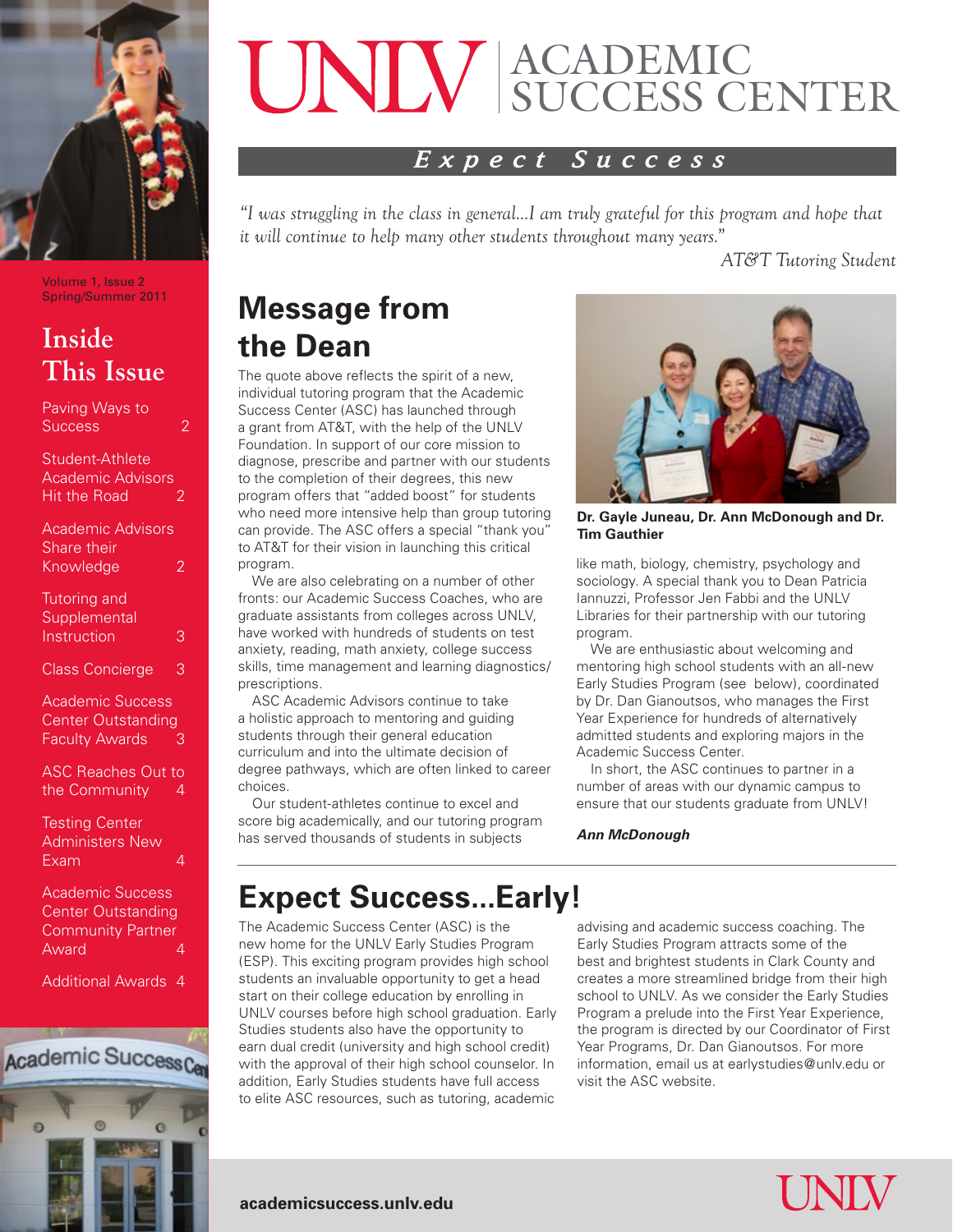# UNLV ACADEMIC SUCCESS CENTER

***Expect Success***

*"I was struggling in the class in general...I am truly grateful for this program and hope that it will continue to help many other students throughout many years."*

*AT&T Tutoring Student*

Volume 1, Issue 2
Spring/Summer 2011

## Inside This Issue

- Paving Ways to Success 2
- Student-Athlete Academic Advisors Hit the Road 2
- Academic Advisors Share their Knowledge 2
- Tutoring and Supplemental Instruction 3
- Class Concierge 3
- Academic Success Center Outstanding Faculty Awards 3
- ASC Reaches Out to the Community 4
- Testing Center Administers New Exam 4
- Academic Success Center Outstanding Community Partner Award 4
- Additional Awards 4

## Message from the Dean

The quote above reflects the spirit of a new, individual tutoring program that the Academic Success Center (ASC) has launched through a grant from AT&T, with the help of the UNLV Foundation. In support of our core mission to diagnose, prescribe and partner with our students to the completion of their degrees, this new program offers that "added boost" for students who need more intensive help than group tutoring can provide. The ASC offers a special "thank you" to AT&T for their vision in launching this critical program.

We are also celebrating on a number of other fronts: our Academic Success Coaches, who are graduate assistants from colleges across UNLV, have worked with hundreds of students on test anxiety, reading, math anxiety, college success skills, time management and learning diagnostics/prescriptions.

ASC Academic Advisors continue to take a holistic approach to mentoring and guiding students through their general education curriculum and into the ultimate decision of degree pathways, which are often linked to career choices.

Our student-athletes continue to excel and score big academically, and our tutoring program has served thousands of students in subjects like math, biology, chemistry, psychology and sociology. A special thank you to Dean Patricia Iannuzzi, Professor Jen Fabbi and the UNLV Libraries for their partnership with our tutoring program.

**Dr. Gayle Juneau, Dr. Ann McDonough and Dr. Tim Gauthier**

We are enthusiastic about welcoming and mentoring high school students with an all-new Early Studies Program (see below), coordinated by Dr. Dan Gianoutsos, who manages the First Year Experience for hundreds of alternatively admitted students and exploring majors in the Academic Success Center.

In short, the ASC continues to partner in a number of areas with our dynamic campus to ensure that our students graduate from UNLV!

***Ann McDonough***

## Expect Success...Early!

The Academic Success Center (ASC) is the new home for the UNLV Early Studies Program (ESP). This exciting program provides high school students an invaluable opportunity to get a head start on their college education by enrolling in UNLV courses before high school graduation. Early Studies students also have the opportunity to earn dual credit (university and high school credit) with the approval of their high school counselor. In addition, Early Studies students have full access to elite ASC resources, such as tutoring, academic advising and academic success coaching. The Early Studies Program attracts some of the best and brightest students in Clark County and creates a more streamlined bridge from their high school to UNLV. As we consider the Early Studies Program a prelude into the First Year Experience, the program is directed by our Coordinator of First Year Programs, Dr. Dan Gianoutsos. For more information, email us at earlystudies@unlv.edu or visit the ASC website.

**academicsuccess.unlv.edu**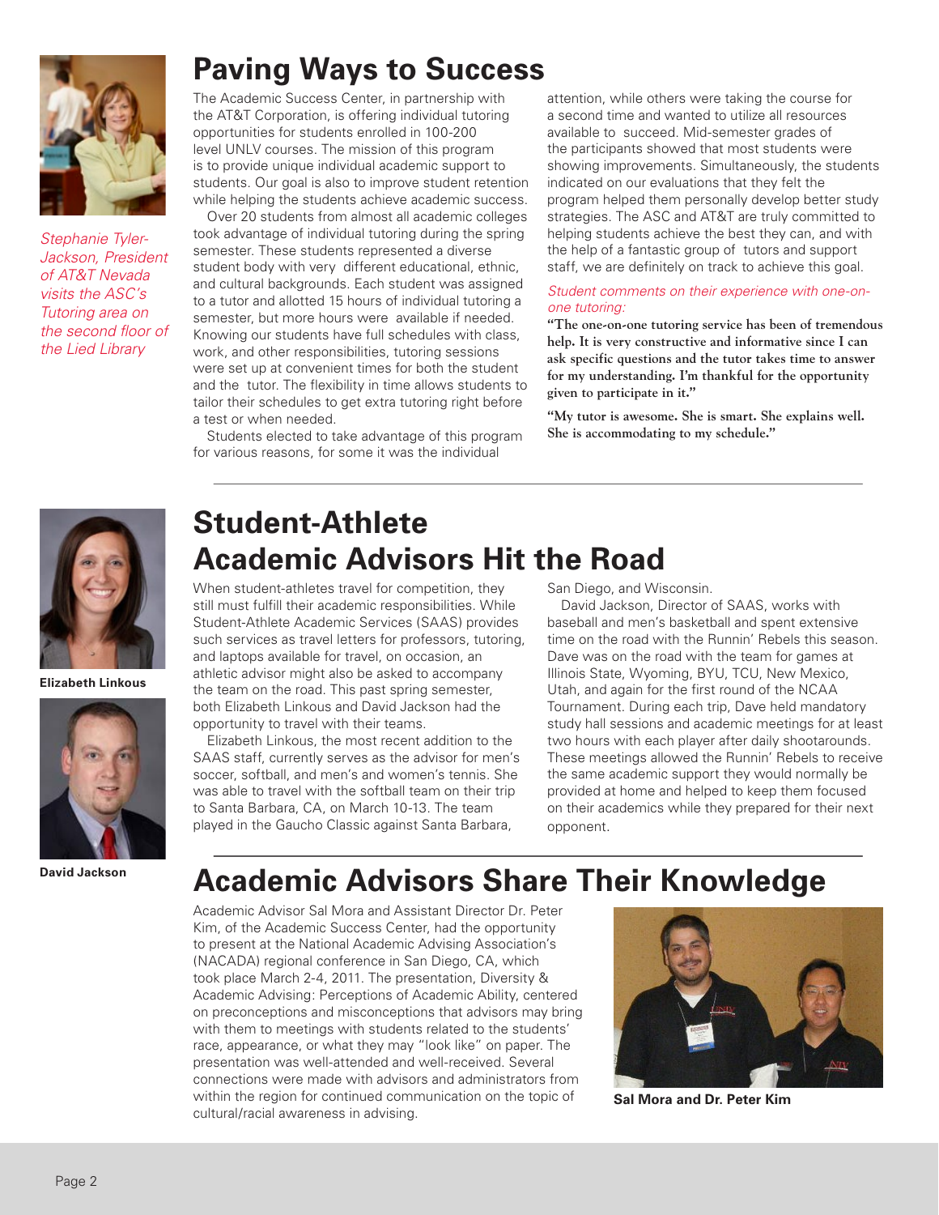## Paving Ways to Success

*Stephanie Tyler-Jackson, President of AT&T Nevada visits the ASC's Tutoring area on the second floor of the Lied Library*

The Academic Success Center, in partnership with the AT&T Corporation, is offering individual tutoring opportunities for students enrolled in 100-200 level UNLV courses. The mission of this program is to provide unique individual academic support to students. Our goal is also to improve student retention while helping the students achieve academic success.

Over 20 students from almost all academic colleges took advantage of individual tutoring during the spring semester. These students represented a diverse student body with very different educational, ethnic, and cultural backgrounds. Each student was assigned to a tutor and allotted 15 hours of individual tutoring a semester, but more hours were available if needed. Knowing our students have full schedules with class, work, and other responsibilities, tutoring sessions were set up at convenient times for both the student and the tutor. The flexibility in time allows students to tailor their schedules to get extra tutoring right before a test or when needed.

Students elected to take advantage of this program for various reasons, for some it was the individual attention, while others were taking the course for a second time and wanted to utilize all resources available to succeed. Mid-semester grades of the participants showed that most students were showing improvements. Simultaneously, the students indicated on our evaluations that they felt the program helped them personally develop better study strategies. The ASC and AT&T are truly committed to helping students achieve the best they can, and with the help of a fantastic group of tutors and support staff, we are definitely on track to achieve this goal.

*Student comments on their experience with one-on-one tutoring:*

**"The one-on-one tutoring service has been of tremendous help. It is very constructive and informative since I can ask specific questions and the tutor takes time to answer for my understanding. I'm thankful for the opportunity given to participate in it."**

**"My tutor is awesome. She is smart. She explains well. She is accommodating to my schedule."**

---

## Student-Athlete Academic Advisors Hit the Road

**Elizabeth Linkous**

**David Jackson**

When student-athletes travel for competition, they still must fulfill their academic responsibilities. While Student-Athlete Academic Services (SAAS) provides such services as travel letters for professors, tutoring, and laptops available for travel, on occasion, an athletic advisor might also be asked to accompany the team on the road. This past spring semester, both Elizabeth Linkous and David Jackson had the opportunity to travel with their teams.

Elizabeth Linkous, the most recent addition to the SAAS staff, currently serves as the advisor for men's soccer, softball, and men's and women's tennis. She was able to travel with the softball team on their trip to Santa Barbara, CA, on March 10-13. The team played in the Gaucho Classic against Santa Barbara, San Diego, and Wisconsin.

David Jackson, Director of SAAS, works with baseball and men's basketball and spent extensive time on the road with the Runnin' Rebels this season. Dave was on the road with the team for games at Illinois State, Wyoming, BYU, TCU, New Mexico, Utah, and again for the first round of the NCAA Tournament. During each trip, Dave held mandatory study hall sessions and academic meetings for at least two hours with each player after daily shootarounds. These meetings allowed the Runnin' Rebels to receive the same academic support they would normally be provided at home and helped to keep them focused on their academics while they prepared for their next opponent.

---

## Academic Advisors Share Their Knowledge

Academic Advisor Sal Mora and Assistant Director Dr. Peter Kim, of the Academic Success Center, had the opportunity to present at the National Academic Advising Association's (NACADA) regional conference in San Diego, CA, which took place March 2-4, 2011. The presentation, Diversity & Academic Advising: Perceptions of Academic Ability, centered on preconceptions and misconceptions that advisors may bring with them to meetings with students related to the students' race, appearance, or what they may "look like" on paper. The presentation was well-attended and well-received. Several connections were made with advisors and administrators from within the region for continued communication on the topic of cultural/racial awareness in advising.

**Sal Mora and Dr. Peter Kim**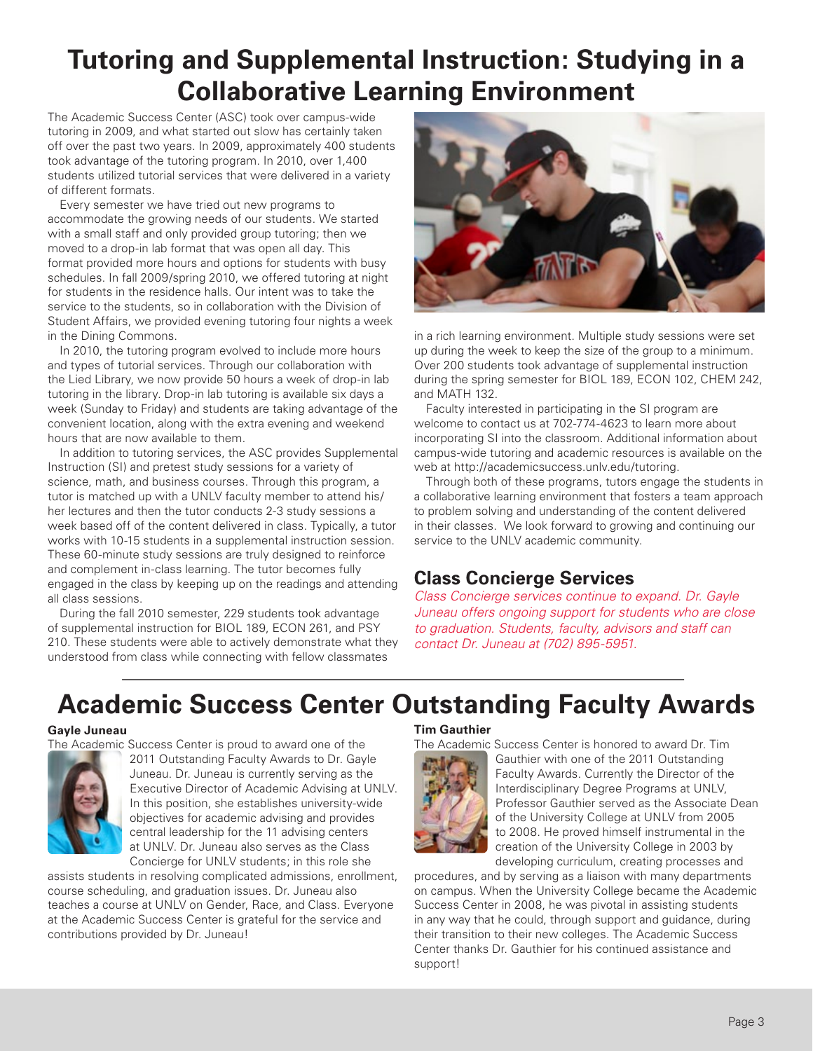# Tutoring and Supplemental Instruction: Studying in a Collaborative Learning Environment

The Academic Success Center (ASC) took over campus-wide tutoring in 2009, and what started out slow has certainly taken off over the past two years. In 2009, approximately 400 students took advantage of the tutoring program. In 2010, over 1,400 students utilized tutorial services that were delivered in a variety of different formats.

Every semester we have tried out new programs to accommodate the growing needs of our students. We started with a small staff and only provided group tutoring; then we moved to a drop-in lab format that was open all day. This format provided more hours and options for students with busy schedules. In fall 2009/spring 2010, we offered tutoring at night for students in the residence halls. Our intent was to take the service to the students, so in collaboration with the Division of Student Affairs, we provided evening tutoring four nights a week in the Dining Commons.

In 2010, the tutoring program evolved to include more hours and types of tutorial services. Through our collaboration with the Lied Library, we now provide 50 hours a week of drop-in lab tutoring in the library. Drop-in lab tutoring is available six days a week (Sunday to Friday) and students are taking advantage of the convenient location, along with the extra evening and weekend hours that are now available to them.

In addition to tutoring services, the ASC provides Supplemental Instruction (SI) and pretest study sessions for a variety of science, math, and business courses. Through this program, a tutor is matched up with a UNLV faculty member to attend his/her lectures and then the tutor conducts 2-3 study sessions a week based off of the content delivered in class. Typically, a tutor works with 10-15 students in a supplemental instruction session. These 60-minute study sessions are truly designed to reinforce and complement in-class learning. The tutor becomes fully engaged in the class by keeping up on the readings and attending all class sessions.

During the fall 2010 semester, 229 students took advantage of supplemental instruction for BIOL 189, ECON 261, and PSY 210. These students were able to actively demonstrate what they understood from class while connecting with fellow classmates in a rich learning environment. Multiple study sessions were set up during the week to keep the size of the group to a minimum. Over 200 students took advantage of supplemental instruction during the spring semester for BIOL 189, ECON 102, CHEM 242, and MATH 132.

Faculty interested in participating in the SI program are welcome to contact us at 702-774-4623 to learn more about incorporating SI into the classroom. Additional information about campus-wide tutoring and academic resources is available on the web at http://academicsuccess.unlv.edu/tutoring.

Through both of these programs, tutors engage the students in a collaborative learning environment that fosters a team approach to problem solving and understanding of the content delivered in their classes. We look forward to growing and continuing our service to the UNLV academic community.

## Class Concierge Services

*Class Concierge services continue to expand. Dr. Gayle Juneau offers ongoing support for students who are close to graduation. Students, faculty, advisors and staff can contact Dr. Juneau at (702) 895-5951.*

# Academic Success Center Outstanding Faculty Awards

**Gayle Juneau**

The Academic Success Center is proud to award one of the 2011 Outstanding Faculty Awards to Dr. Gayle Juneau. Dr. Juneau is currently serving as the Executive Director of Academic Advising at UNLV. In this position, she establishes university-wide objectives for academic advising and provides central leadership for the 11 advising centers at UNLV. Dr. Juneau also serves as the Class Concierge for UNLV students; in this role she assists students in resolving complicated admissions, enrollment, course scheduling, and graduation issues. Dr. Juneau also teaches a course at UNLV on Gender, Race, and Class. Everyone at the Academic Success Center is grateful for the service and contributions provided by Dr. Juneau!

**Tim Gauthier**

The Academic Success Center is honored to award Dr. Tim Gauthier with one of the 2011 Outstanding Faculty Awards. Currently the Director of the Interdisciplinary Degree Programs at UNLV, Professor Gauthier served as the Associate Dean of the University College at UNLV from 2005 to 2008. He proved himself instrumental in the creation of the University College in 2003 by developing curriculum, creating processes and procedures, and by serving as a liaison with many departments on campus. When the University College became the Academic Success Center in 2008, he was pivotal in assisting students in any way that he could, through support and guidance, during their transition to their new colleges. The Academic Success Center thanks Dr. Gauthier for his continued assistance and support!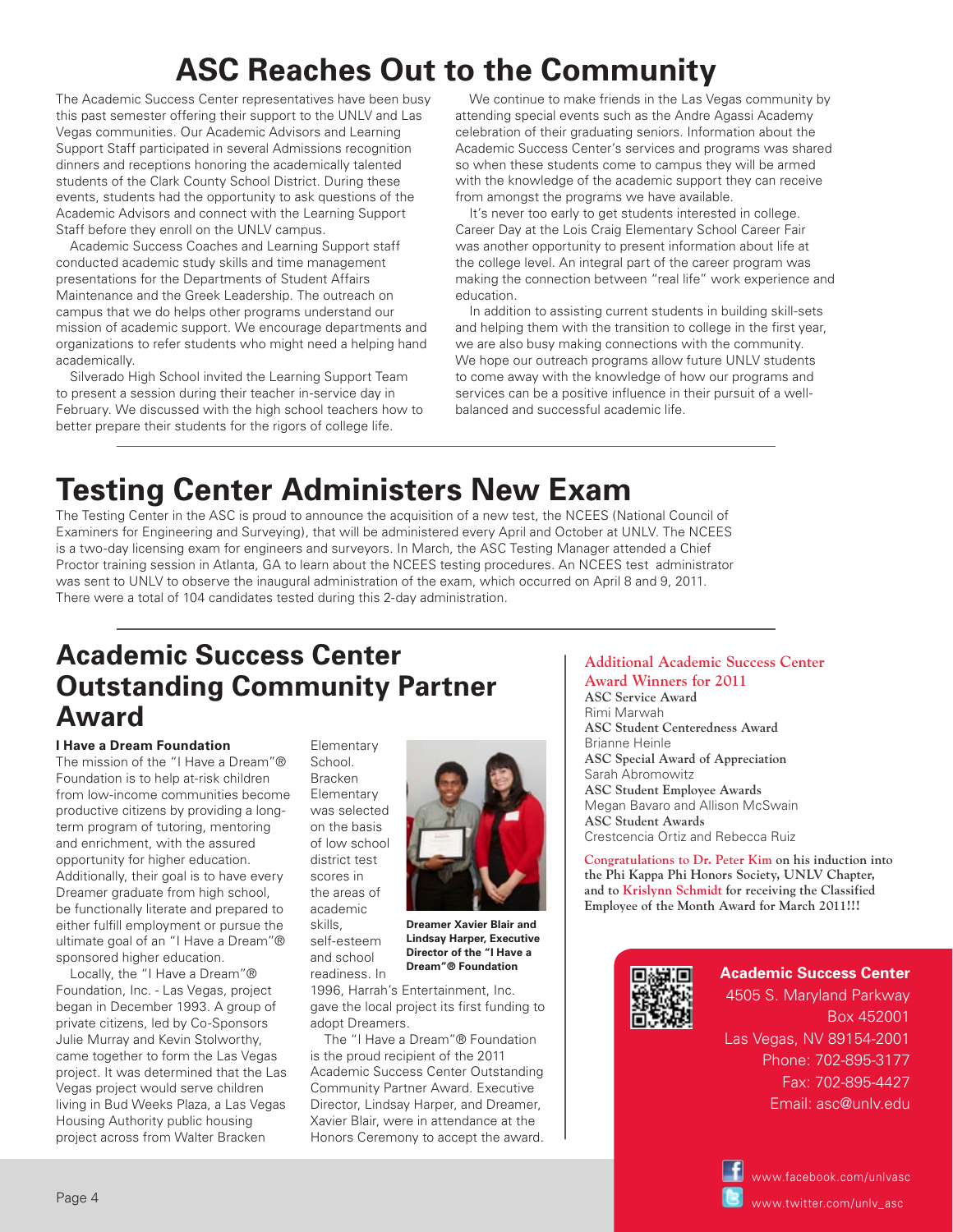# ASC Reaches Out to the Community

The Academic Success Center representatives have been busy this past semester offering their support to the UNLV and Las Vegas communities. Our Academic Advisors and Learning Support Staff participated in several Admissions recognition dinners and receptions honoring the academically talented students of the Clark County School District. During these events, students had the opportunity to ask questions of the Academic Advisors and connect with the Learning Support Staff before they enroll on the UNLV campus.

Academic Success Coaches and Learning Support staff conducted academic study skills and time management presentations for the Departments of Student Affairs Maintenance and the Greek Leadership. The outreach on campus that we do helps other programs understand our mission of academic support. We encourage departments and organizations to refer students who might need a helping hand academically.

Silverado High School invited the Learning Support Team to present a session during their teacher in-service day in February. We discussed with the high school teachers how to better prepare their students for the rigors of college life.

We continue to make friends in the Las Vegas community by attending special events such as the Andre Agassi Academy celebration of their graduating seniors. Information about the Academic Success Center's services and programs was shared so when these students come to campus they will be armed with the knowledge of the academic support they can receive from amongst the programs we have available.

It's never too early to get students interested in college. Career Day at the Lois Craig Elementary School Career Fair was another opportunity to present information about life at the college level. An integral part of the career program was making the connection between "real life" work experience and education.

In addition to assisting current students in building skill-sets and helping them with the transition to college in the first year, we are also busy making connections with the community. We hope our outreach programs allow future UNLV students to come away with the knowledge of how our programs and services can be a positive influence in their pursuit of a well-balanced and successful academic life.

# Testing Center Administers New Exam

The Testing Center in the ASC is proud to announce the acquisition of a new test, the NCEES (National Council of Examiners for Engineering and Surveying), that will be administered every April and October at UNLV. The NCEES is a two-day licensing exam for engineers and surveyors. In March, the ASC Testing Manager attended a Chief Proctor training session in Atlanta, GA to learn about the NCEES testing procedures. An NCEES test administrator was sent to UNLV to observe the inaugural administration of the exam, which occurred on April 8 and 9, 2011. There were a total of 104 candidates tested during this 2-day administration.

# Academic Success Center Outstanding Community Partner Award

**I Have a Dream Foundation**

The mission of the "I Have a Dream"® Foundation is to help at-risk children from low-income communities become productive citizens by providing a long-term program of tutoring, mentoring and enrichment, with the assured opportunity for higher education. Additionally, their goal is to have every Dreamer graduate from high school, be functionally literate and prepared to either fulfill employment or pursue the ultimate goal of an "I Have a Dream"® sponsored higher education.

Locally, the "I Have a Dream"® Foundation, Inc. - Las Vegas, project began in December 1993. A group of private citizens, led by Co-Sponsors Julie Murray and Kevin Stolworthy, came together to form the Las Vegas project. It was determined that the Las Vegas project would serve children living in Bud Weeks Plaza, a Las Vegas Housing Authority public housing project across from Walter Bracken Elementary School. Bracken Elementary was selected on the basis of low school district test scores in the areas of academic skills, self-esteem and school readiness. In 1996, Harrah's Entertainment, Inc. gave the local project its first funding to adopt Dreamers.

The "I Have a Dream"® Foundation is the proud recipient of the 2011 Academic Success Center Outstanding Community Partner Award. Executive Director, Lindsay Harper, and Dreamer, Xavier Blair, were in attendance at the Honors Ceremony to accept the award.

**Dreamer Xavier Blair and Lindsay Harper, Executive Director of the "I Have a Dream"® Foundation**

## Additional Academic Success Center Award Winners for 2011

**ASC Service Award**
Rimi Marwah

**ASC Student Centeredness Award**
Brianne Heinle

**ASC Special Award of Appreciation**
Sarah Abromowitz

**ASC Student Employee Awards**
Megan Bavaro and Allison McSwain

**ASC Student Awards**
Crestcencia Ortiz and Rebecca Ruiz

**Congratulations to Dr. Peter Kim on his induction into the Phi Kappa Phi Honors Society, UNLV Chapter, and to Krislynn Schmidt for receiving the Classified Employee of the Month Award for March 2011!!!**

**Academic Success Center**
4505 S. Maryland Parkway
Box 452001
Las Vegas, NV 89154-2001
Phone: 702-895-3177
Fax: 702-895-4427
Email: asc@unlv.edu

www.facebook.com/unlvasc
www.twitter.com/unlv_asc